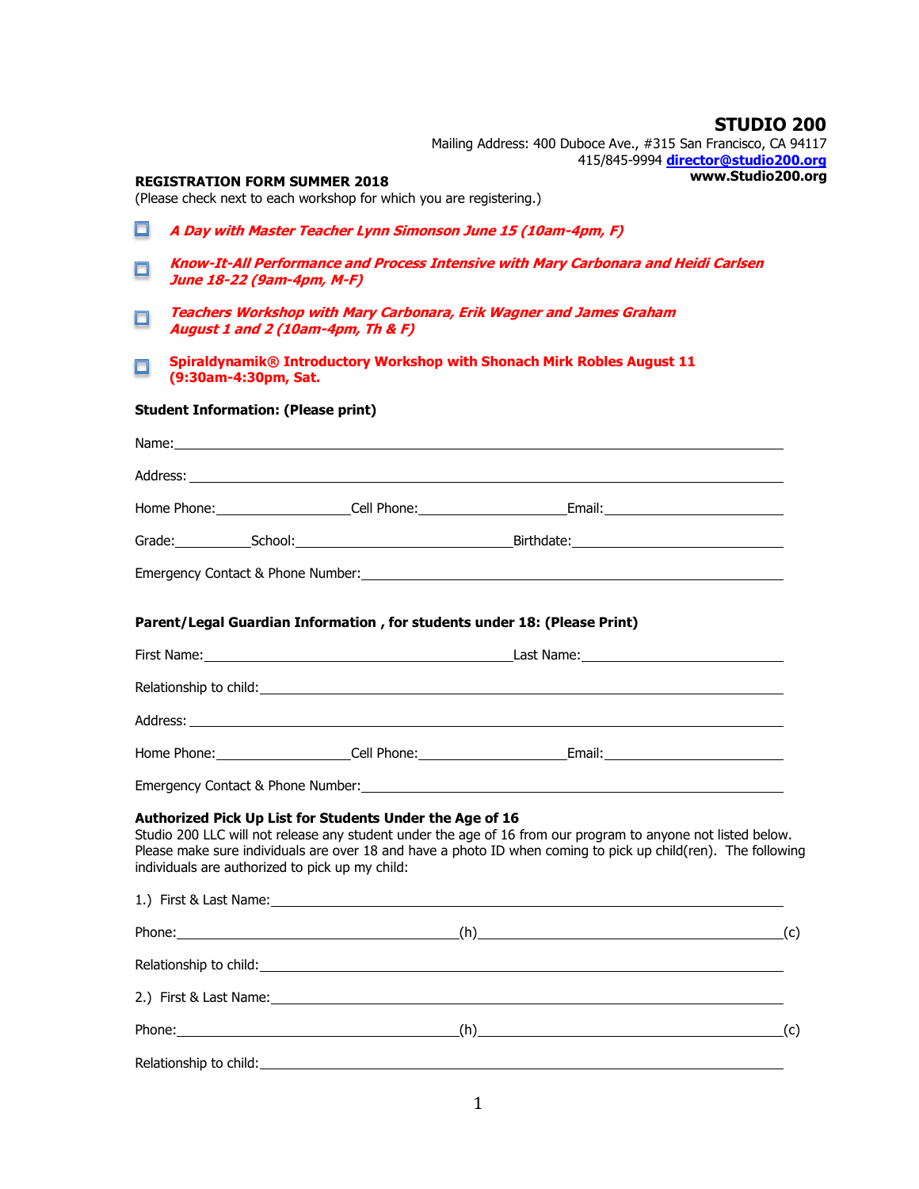# STUDIO 200

Mailing Address: 400 Duboce Ave., #315 San Francisco, CA 94117
415/845-9994 director@studio200.org
**www.Studio200.org**

**REGISTRATION FORM SUMMER 2018**
(Please check next to each workshop for which you are registering.)

- ☐ ***A Day with Master Teacher Lynn Simonson June 15 (10am-4pm, F)***
- ☐ ***Know-It-All Performance and Process Intensive with Mary Carbonara and Heidi Carlsen June 18-22 (9am-4pm, M-F)***
- ☐ ***Teachers Workshop with Mary Carbonara, Erik Wagner and James Graham August 1 and 2 (10am-4pm, Th & F)***
- ☐ **Spiraldynamik® Introductory Workshop with Shonach Mirk Robles August 11 (9:30am-4:30pm, Sat.**

**Student Information: (Please print)**

Name:\_\_\_\_\_\_\_\_\_\_\_\_\_\_\_\_\_\_\_\_\_\_\_\_\_\_\_\_\_\_\_\_\_\_\_\_\_\_\_\_\_\_\_\_\_\_\_\_\_\_\_\_

Address: \_\_\_\_\_\_\_\_\_\_\_\_\_\_\_\_\_\_\_\_\_\_\_\_\_\_\_\_\_\_\_\_\_\_\_\_\_\_\_\_\_\_\_\_\_\_\_\_\_\_

Home Phone:\_\_\_\_\_\_\_\_\_\_\_\_\_\_\_Cell Phone:\_\_\_\_\_\_\_\_\_\_\_\_\_\_\_\_Email:\_\_\_\_\_\_\_\_\_\_\_\_\_\_\_\_\_\_

Grade:\_\_\_\_\_\_\_\_School:\_\_\_\_\_\_\_\_\_\_\_\_\_\_\_\_\_\_\_\_\_\_\_Birthdate:\_\_\_\_\_\_\_\_\_\_\_\_\_\_\_\_\_\_\_\_\_

Emergency Contact & Phone Number:\_\_\_\_\_\_\_\_\_\_\_\_\_\_\_\_\_\_\_\_\_\_\_\_\_\_\_\_\_\_\_\_\_\_\_\_\_\_\_

**Parent/Legal Guardian Information , for students under 18: (Please Print)**

First Name:\_\_\_\_\_\_\_\_\_\_\_\_\_\_\_\_\_\_\_\_\_\_\_\_\_\_\_\_\_\_\_\_Last Name:\_\_\_\_\_\_\_\_\_\_\_\_\_\_\_\_\_\_\_\_\_\_\_

Relationship to child:\_\_\_\_\_\_\_\_\_\_\_\_\_\_\_\_\_\_\_\_\_\_\_\_\_\_\_\_\_\_\_\_\_\_\_\_\_\_\_\_\_\_\_\_\_\_\_\_

Address: \_\_\_\_\_\_\_\_\_\_\_\_\_\_\_\_\_\_\_\_\_\_\_\_\_\_\_\_\_\_\_\_\_\_\_\_\_\_\_\_\_\_\_\_\_\_\_\_\_\_

Home Phone:\_\_\_\_\_\_\_\_\_\_\_\_\_\_\_Cell Phone:\_\_\_\_\_\_\_\_\_\_\_\_\_\_\_\_Email:\_\_\_\_\_\_\_\_\_\_\_\_\_\_\_\_\_\_

Emergency Contact & Phone Number:\_\_\_\_\_\_\_\_\_\_\_\_\_\_\_\_\_\_\_\_\_\_\_\_\_\_\_\_\_\_\_\_\_\_\_\_\_\_\_

**Authorized Pick Up List for Students Under the Age of 16**
Studio 200 LLC will not release any student under the age of 16 from our program to anyone not listed below. Please make sure individuals are over 18 and have a photo ID when coming to pick up child(ren). The following individuals are authorized to pick up my child:

1.) First & Last Name:\_\_\_\_\_\_\_\_\_\_\_\_\_\_\_\_\_\_\_\_\_\_\_\_\_\_\_\_\_\_\_\_\_\_\_\_\_\_\_\_\_\_\_\_\_\_

Phone:\_\_\_\_\_\_\_\_\_\_\_\_\_\_\_\_\_\_\_\_\_\_\_\_\_\_\_\_\_\_(h)\_\_\_\_\_\_\_\_\_\_\_\_\_\_\_\_\_\_\_\_\_\_\_\_\_\_\_\_\_\_\_\_(c)

Relationship to child:\_\_\_\_\_\_\_\_\_\_\_\_\_\_\_\_\_\_\_\_\_\_\_\_\_\_\_\_\_\_\_\_\_\_\_\_\_\_\_\_\_\_\_\_\_\_\_\_

2.) First & Last Name:\_\_\_\_\_\_\_\_\_\_\_\_\_\_\_\_\_\_\_\_\_\_\_\_\_\_\_\_\_\_\_\_\_\_\_\_\_\_\_\_\_\_\_\_\_\_

Phone:\_\_\_\_\_\_\_\_\_\_\_\_\_\_\_\_\_\_\_\_\_\_\_\_\_\_\_\_\_\_(h)\_\_\_\_\_\_\_\_\_\_\_\_\_\_\_\_\_\_\_\_\_\_\_\_\_\_\_\_\_\_\_\_(c)

Relationship to child:\_\_\_\_\_\_\_\_\_\_\_\_\_\_\_\_\_\_\_\_\_\_\_\_\_\_\_\_\_\_\_\_\_\_\_\_\_\_\_\_\_\_\_\_\_\_\_\_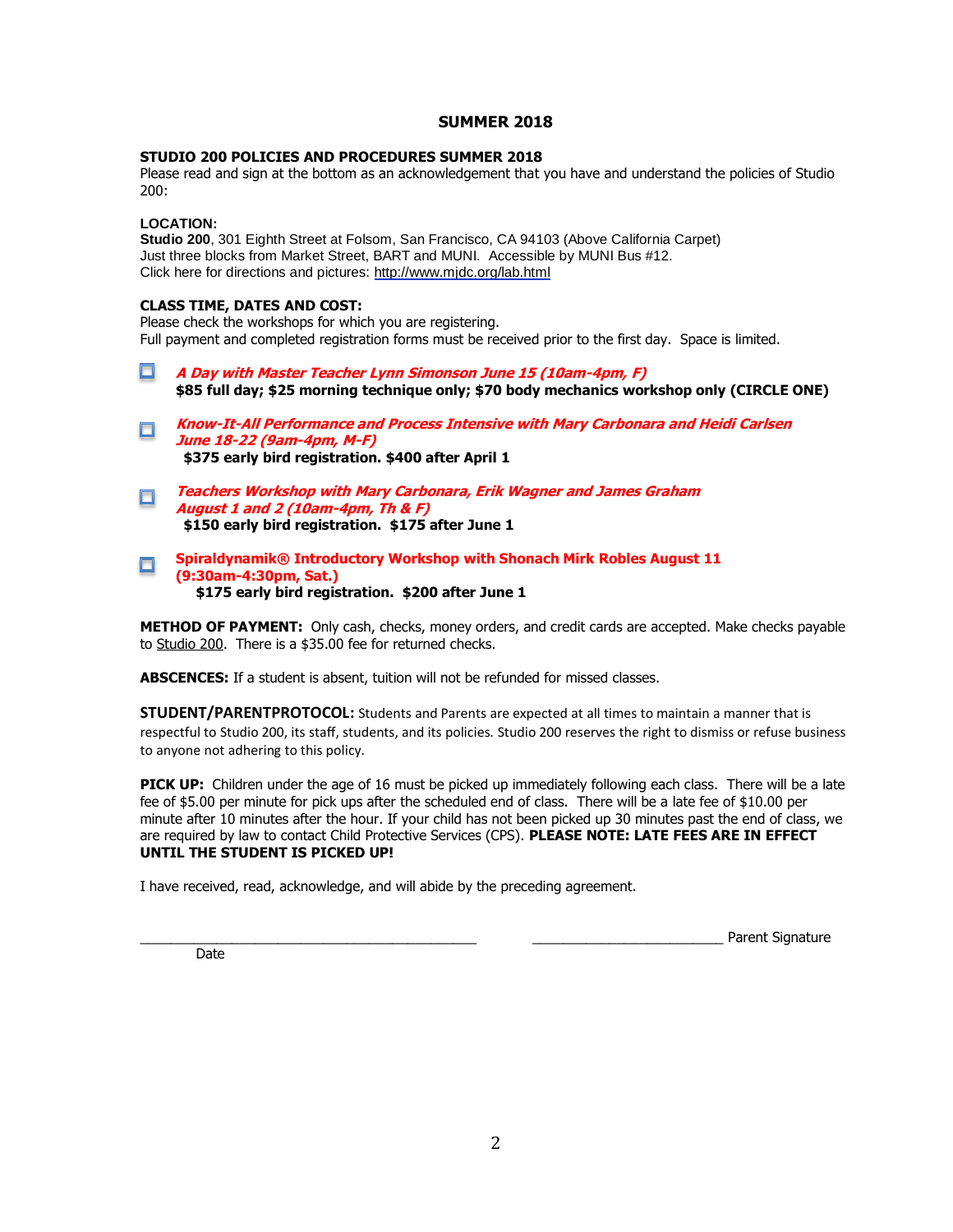# SUMMER 2018

**STUDIO 200 POLICIES AND PROCEDURES SUMMER 2018**

Please read and sign at the bottom as an acknowledgement that you have and understand the policies of Studio 200:

**LOCATION:**

**Studio 200**, 301 Eighth Street at Folsom, San Francisco, CA 94103 (Above California Carpet)
Just three blocks from Market Street, BART and MUNI. Accessible by MUNI Bus #12.
Click here for directions and pictures: http://www.mjdc.org/lab.html

**CLASS TIME, DATES AND COST:**

Please check the workshops for which you are registering.
Full payment and completed registration forms must be received prior to the first day. Space is limited.

- ☐ ***A Day with Master Teacher Lynn Simonson June 15 (10am-4pm, F)***
  **$85 full day; $25 morning technique only; $70 body mechanics workshop only (CIRCLE ONE)**

- ☐ ***Know-It-All Performance and Process Intensive with Mary Carbonara and Heidi Carlsen June 18-22 (9am-4pm, M-F)***
  **$375 early bird registration. $400 after April 1**

- ☐ ***Teachers Workshop with Mary Carbonara, Erik Wagner and James Graham August 1 and 2 (10am-4pm, Th & F)***
  **$150 early bird registration. $175 after June 1**

- ☐ **Spiraldynamik® Introductory Workshop with Shonach Mirk Robles August 11 (9:30am-4:30pm, Sat.)**
  **$175 early bird registration. $200 after June 1**

**METHOD OF PAYMENT:** Only cash, checks, money orders, and credit cards are accepted. Make checks payable to Studio 200. There is a $35.00 fee for returned checks.

**ABSCENCES:** If a student is absent, tuition will not be refunded for missed classes.

**STUDENT/PARENTPROTOCOL:** Students and Parents are expected at all times to maintain a manner that is respectful to Studio 200, its staff, students, and its policies. Studio 200 reserves the right to dismiss or refuse business to anyone not adhering to this policy.

**PICK UP:** Children under the age of 16 must be picked up immediately following each class. There will be a late fee of $5.00 per minute for pick ups after the scheduled end of class. There will be a late fee of $10.00 per minute after 10 minutes after the hour. If your child has not been picked up 30 minutes past the end of class, we are required by law to contact Child Protective Services (CPS). **PLEASE NOTE: LATE FEES ARE IN EFFECT UNTIL THE STUDENT IS PICKED UP!**

I have received, read, acknowledge, and will abide by the preceding agreement.

\_\_\_\_\_\_\_\_\_\_\_\_\_\_\_\_\_\_\_\_\_\_\_\_\_\_\_\_\_\_\_\_\_\_\_\_\_\_\_\_\_\_ \_\_\_\_\_\_\_\_\_\_\_\_\_\_\_\_\_\_\_\_\_\_\_\_\_\_ Parent Signature

Date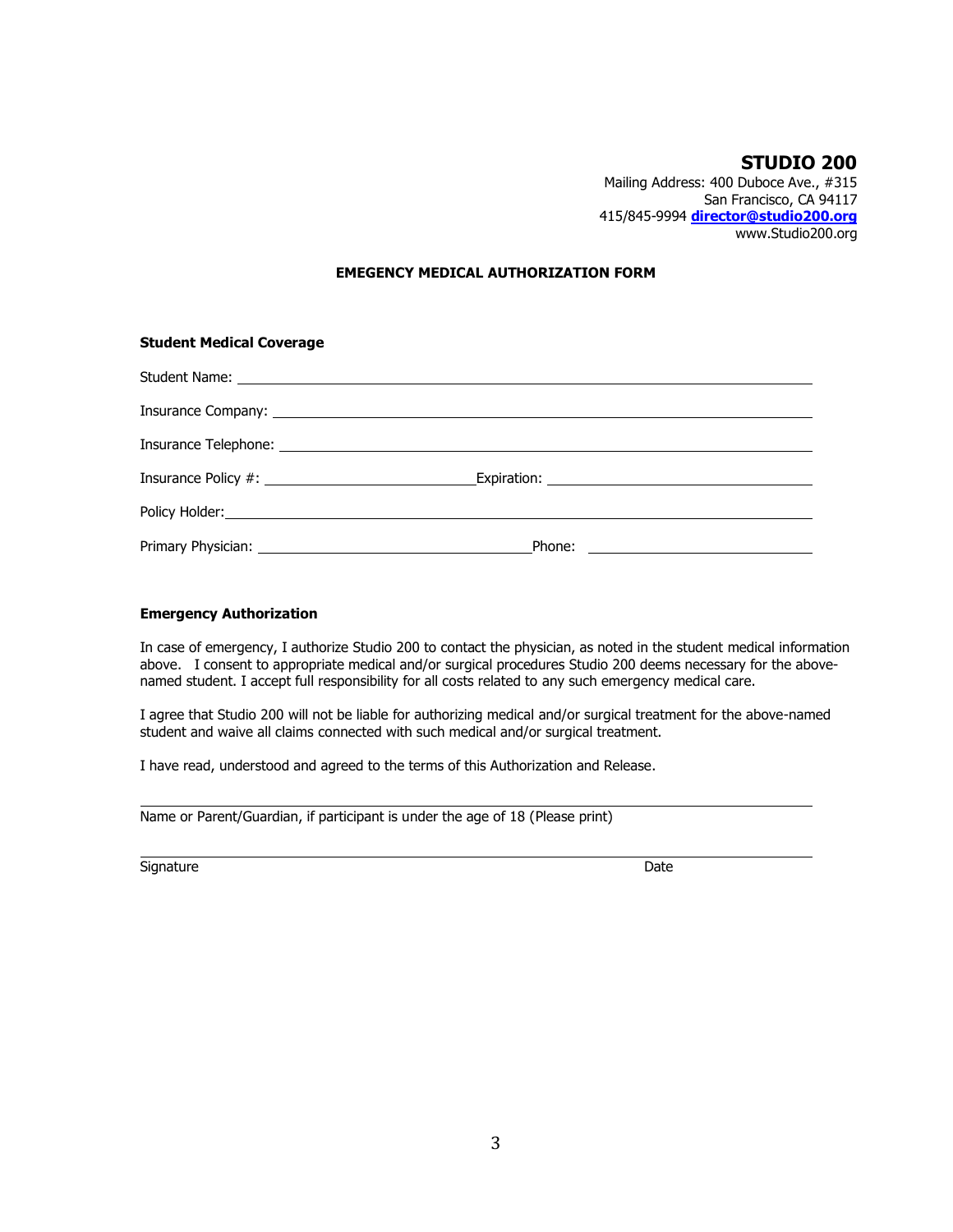**STUDIO 200**
Mailing Address: 400 Duboce Ave., #315
San Francisco, CA 94117
415/845-9994 **director@studio200.org**
www.Studio200.org

**EMEGENCY MEDICAL AUTHORIZATION FORM**

**Student Medical Coverage**

Student Name: ______________________________________________

Insurance Company: ______________________________________________

Insurance Telephone: ______________________________________________

Insurance Policy #: ____________________ Expiration: ____________________

Policy Holder: ______________________________________________

Primary Physician: ____________________ Phone: ____________________

**Emergency Authorization**

In case of emergency, I authorize Studio 200 to contact the physician, as noted in the student medical information above. I consent to appropriate medical and/or surgical procedures Studio 200 deems necessary for the above-named student. I accept full responsibility for all costs related to any such emergency medical care.

I agree that Studio 200 will not be liable for authorizing medical and/or surgical treatment for the above-named student and waive all claims connected with such medical and/or surgical treatment.

I have read, understood and agreed to the terms of this Authorization and Release.

______________________________________________
Name or Parent/Guardian, if participant is under the age of 18 (Please print)

______________________________________________
Signature Date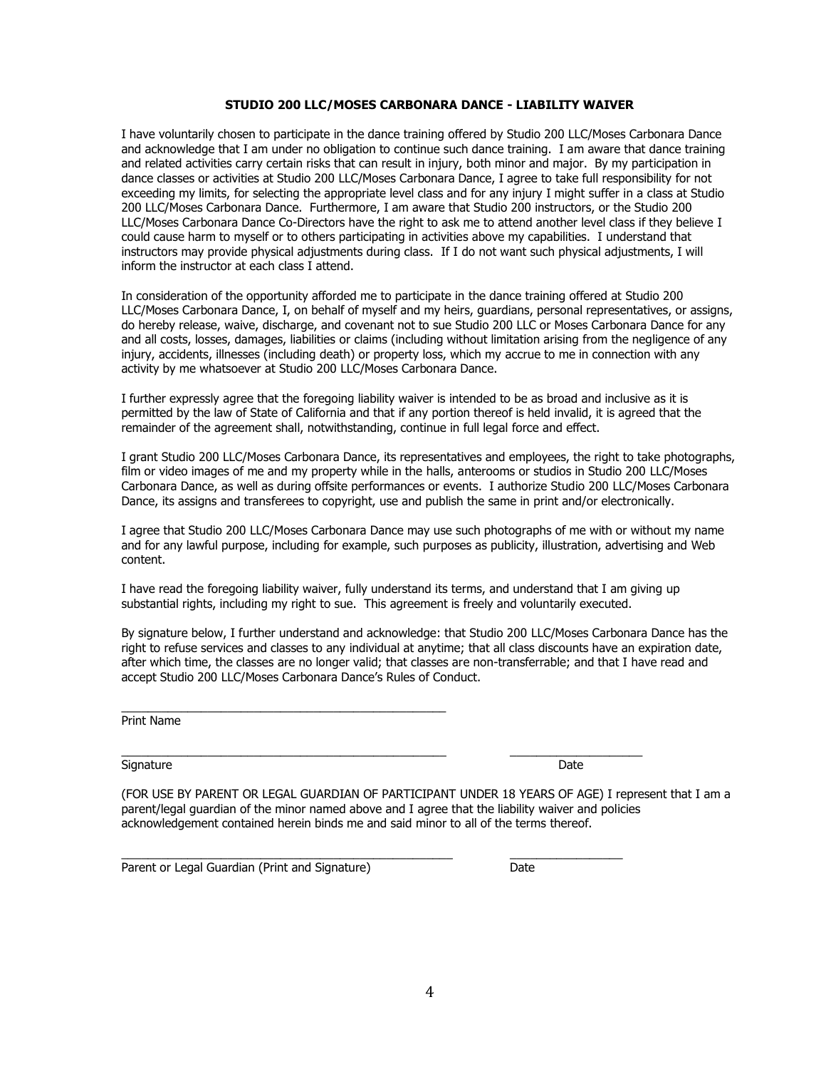**STUDIO 200 LLC/MOSES CARBONARA DANCE - LIABILITY WAIVER**

I have voluntarily chosen to participate in the dance training offered by Studio 200 LLC/Moses Carbonara Dance and acknowledge that I am under no obligation to continue such dance training. I am aware that dance training and related activities carry certain risks that can result in injury, both minor and major. By my participation in dance classes or activities at Studio 200 LLC/Moses Carbonara Dance, I agree to take full responsibility for not exceeding my limits, for selecting the appropriate level class and for any injury I might suffer in a class at Studio 200 LLC/Moses Carbonara Dance. Furthermore, I am aware that Studio 200 instructors, or the Studio 200 LLC/Moses Carbonara Dance Co-Directors have the right to ask me to attend another level class if they believe I could cause harm to myself or to others participating in activities above my capabilities. I understand that instructors may provide physical adjustments during class. If I do not want such physical adjustments, I will inform the instructor at each class I attend.

In consideration of the opportunity afforded me to participate in the dance training offered at Studio 200 LLC/Moses Carbonara Dance, I, on behalf of myself and my heirs, guardians, personal representatives, or assigns, do hereby release, waive, discharge, and covenant not to sue Studio 200 LLC or Moses Carbonara Dance for any and all costs, losses, damages, liabilities or claims (including without limitation arising from the negligence of any injury, accidents, illnesses (including death) or property loss, which my accrue to me in connection with any activity by me whatsoever at Studio 200 LLC/Moses Carbonara Dance.

I further expressly agree that the foregoing liability waiver is intended to be as broad and inclusive as it is permitted by the law of State of California and that if any portion thereof is held invalid, it is agreed that the remainder of the agreement shall, notwithstanding, continue in full legal force and effect.

I grant Studio 200 LLC/Moses Carbonara Dance, its representatives and employees, the right to take photographs, film or video images of me and my property while in the halls, anterooms or studios in Studio 200 LLC/Moses Carbonara Dance, as well as during offsite performances or events. I authorize Studio 200 LLC/Moses Carbonara Dance, its assigns and transferees to copyright, use and publish the same in print and/or electronically.

I agree that Studio 200 LLC/Moses Carbonara Dance may use such photographs of me with or without my name and for any lawful purpose, including for example, such purposes as publicity, illustration, advertising and Web content.

I have read the foregoing liability waiver, fully understand its terms, and understand that I am giving up substantial rights, including my right to sue. This agreement is freely and voluntarily executed.

By signature below, I further understand and acknowledge: that Studio 200 LLC/Moses Carbonara Dance has the right to refuse services and classes to any individual at anytime; that all class discounts have an expiration date, after which time, the classes are no longer valid; that classes are non-transferrable; and that I have read and accept Studio 200 LLC/Moses Carbonara Dance's Rules of Conduct.

\_\_\_\_\_\_\_\_\_\_\_\_\_\_\_\_\_\_\_\_\_\_\_\_\_\_\_\_\_\_\_\_\_\_\_\_\_\_\_\_\_\_\_\_\_\_\_\_
Print Name

\_\_\_\_\_\_\_\_\_\_\_\_\_\_\_\_\_\_\_\_\_\_\_\_\_\_\_\_\_\_\_\_\_\_\_\_\_\_\_\_\_\_\_\_\_\_\_\_ \_\_\_\_\_\_\_\_\_\_\_\_\_\_\_\_\_\_\_\_
Signature Date

(FOR USE BY PARENT OR LEGAL GUARDIAN OF PARTICIPANT UNDER 18 YEARS OF AGE) I represent that I am a parent/legal guardian of the minor named above and I agree that the liability waiver and policies acknowledgement contained herein binds me and said minor to all of the terms thereof.

\_\_\_\_\_\_\_\_\_\_\_\_\_\_\_\_\_\_\_\_\_\_\_\_\_\_\_\_\_\_\_\_\_\_\_\_\_\_\_\_\_\_\_\_\_\_\_\_ \_\_\_\_\_\_\_\_\_\_\_\_\_\_\_\_\_\_
Parent or Legal Guardian (Print and Signature) Date